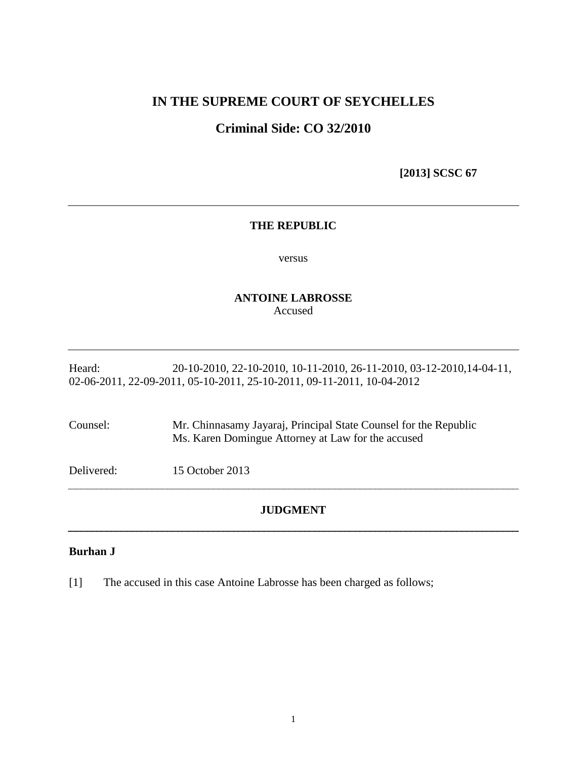# IN THE SUPREME COURT OF SEYCHELLES

## Criminal Side: CO 32/2010

**[2013] SCSC 67**

---

**THE REPUBLIC**

versus

**ANTOINE LABROSSE**
Accused

---

Heard: 20-10-2010, 22-10-2010, 10-11-2010, 26-11-2010, 03-12-2010,14-04-11, 02-06-2011, 22-09-2011, 05-10-2011, 25-10-2011, 09-11-2011, 10-04-2012

Counsel: Mr. Chinnasamy Jayaraj, Principal State Counsel for the Republic
Ms. Karen Domingue Attorney at Law for the accused

Delivered: 15 October 2013

---

**JUDGMENT**

---

**Burhan J**

[1] The accused in this case Antoine Labrosse has been charged as follows;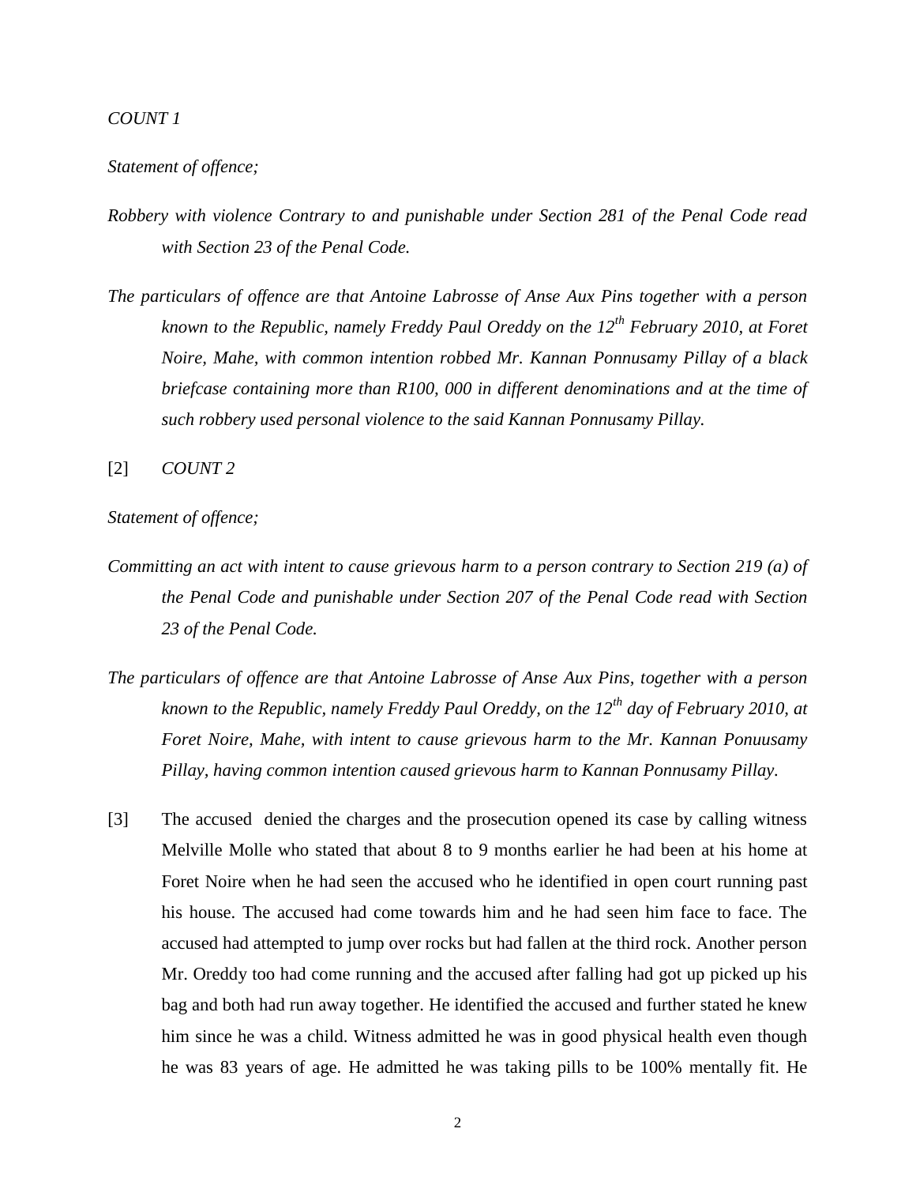*COUNT 1*

*Statement of offence;*

*Robbery with violence Contrary to and punishable under Section 281 of the Penal Code read with Section 23 of the Penal Code.*

*The particulars of offence are that Antoine Labrosse of Anse Aux Pins together with a person known to the Republic, namely Freddy Paul Oreddy on the 12th February 2010, at Foret Noire, Mahe, with common intention robbed Mr. Kannan Ponnusamy Pillay of a black briefcase containing more than R100, 000 in different denominations and at the time of such robbery used personal violence to the said Kannan Ponnusamy Pillay.*

[2] *COUNT 2*

*Statement of offence;*

*Committing an act with intent to cause grievous harm to a person contrary to Section 219 (a) of the Penal Code and punishable under Section 207 of the Penal Code read with Section 23 of the Penal Code.*

*The particulars of offence are that Antoine Labrosse of Anse Aux Pins, together with a person known to the Republic, namely Freddy Paul Oreddy, on the 12th day of February 2010, at Foret Noire, Mahe, with intent to cause grievous harm to the Mr. Kannan Ponuusamy Pillay, having common intention caused grievous harm to Kannan Ponnusamy Pillay.*

[3] The accused denied the charges and the prosecution opened its case by calling witness Melville Molle who stated that about 8 to 9 months earlier he had been at his home at Foret Noire when he had seen the accused who he identified in open court running past his house. The accused had come towards him and he had seen him face to face. The accused had attempted to jump over rocks but had fallen at the third rock. Another person Mr. Oreddy too had come running and the accused after falling had got up picked up his bag and both had run away together. He identified the accused and further stated he knew him since he was a child. Witness admitted he was in good physical health even though he was 83 years of age. He admitted he was taking pills to be 100% mentally fit. He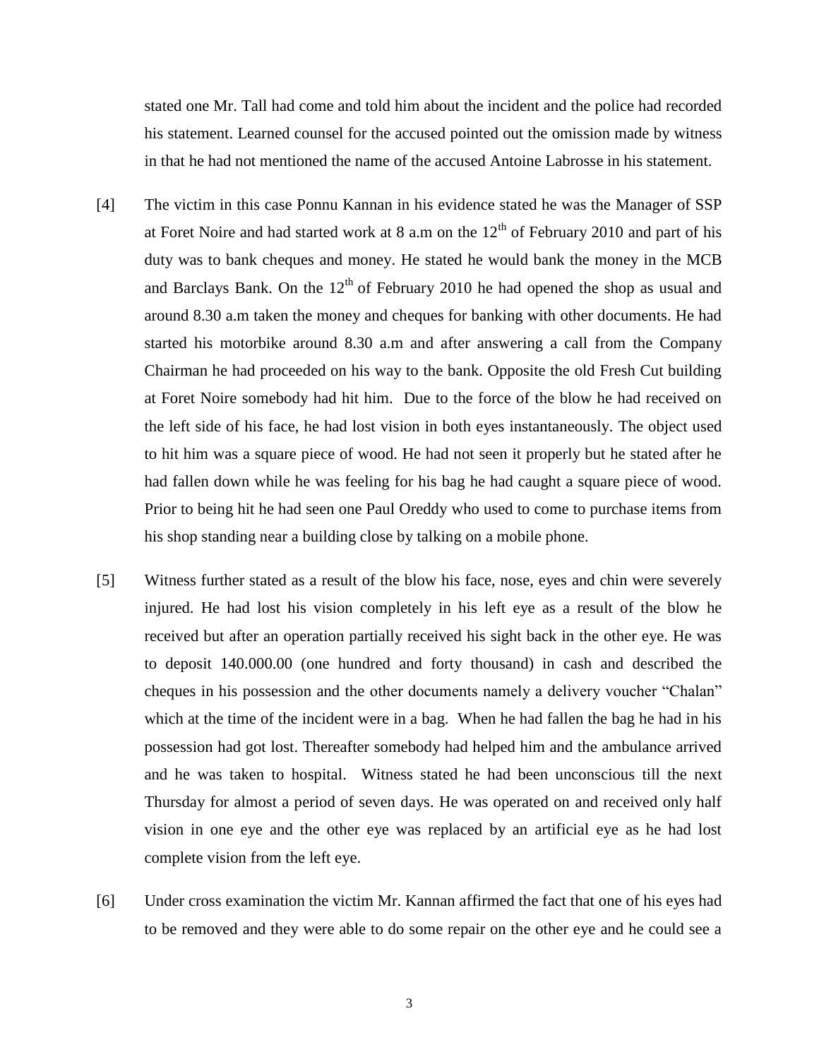stated one Mr. Tall had come and told him about the incident and the police had recorded his statement. Learned counsel for the accused pointed out the omission made by witness in that he had not mentioned the name of the accused Antoine Labrosse in his statement.

[4] The victim in this case Ponnu Kannan in his evidence stated he was the Manager of SSP at Foret Noire and had started work at 8 a.m on the 12th of February 2010 and part of his duty was to bank cheques and money. He stated he would bank the money in the MCB and Barclays Bank. On the 12th of February 2010 he had opened the shop as usual and around 8.30 a.m taken the money and cheques for banking with other documents. He had started his motorbike around 8.30 a.m and after answering a call from the Company Chairman he had proceeded on his way to the bank. Opposite the old Fresh Cut building at Foret Noire somebody had hit him. Due to the force of the blow he had received on the left side of his face, he had lost vision in both eyes instantaneously. The object used to hit him was a square piece of wood. He had not seen it properly but he stated after he had fallen down while he was feeling for his bag he had caught a square piece of wood. Prior to being hit he had seen one Paul Oreddy who used to come to purchase items from his shop standing near a building close by talking on a mobile phone.

[5] Witness further stated as a result of the blow his face, nose, eyes and chin were severely injured. He had lost his vision completely in his left eye as a result of the blow he received but after an operation partially received his sight back in the other eye. He was to deposit 140.000.00 (one hundred and forty thousand) in cash and described the cheques in his possession and the other documents namely a delivery voucher "Chalan" which at the time of the incident were in a bag. When he had fallen the bag he had in his possession had got lost. Thereafter somebody had helped him and the ambulance arrived and he was taken to hospital. Witness stated he had been unconscious till the next Thursday for almost a period of seven days. He was operated on and received only half vision in one eye and the other eye was replaced by an artificial eye as he had lost complete vision from the left eye.

[6] Under cross examination the victim Mr. Kannan affirmed the fact that one of his eyes had to be removed and they were able to do some repair on the other eye and he could see a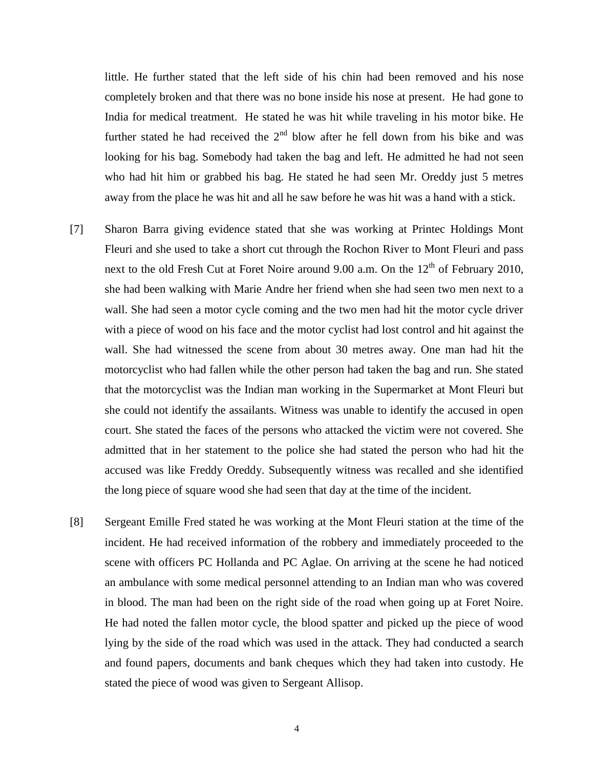little. He further stated that the left side of his chin had been removed and his nose completely broken and that there was no bone inside his nose at present. He had gone to India for medical treatment. He stated he was hit while traveling in his motor bike. He further stated he had received the 2nd blow after he fell down from his bike and was looking for his bag. Somebody had taken the bag and left. He admitted he had not seen who had hit him or grabbed his bag. He stated he had seen Mr. Oreddy just 5 metres away from the place he was hit and all he saw before he was hit was a hand with a stick.

[7] Sharon Barra giving evidence stated that she was working at Printec Holdings Mont Fleuri and she used to take a short cut through the Rochon River to Mont Fleuri and pass next to the old Fresh Cut at Foret Noire around 9.00 a.m. On the 12th of February 2010, she had been walking with Marie Andre her friend when she had seen two men next to a wall. She had seen a motor cycle coming and the two men had hit the motor cycle driver with a piece of wood on his face and the motor cyclist had lost control and hit against the wall. She had witnessed the scene from about 30 metres away. One man had hit the motorcyclist who had fallen while the other person had taken the bag and run. She stated that the motorcyclist was the Indian man working in the Supermarket at Mont Fleuri but she could not identify the assailants. Witness was unable to identify the accused in open court. She stated the faces of the persons who attacked the victim were not covered. She admitted that in her statement to the police she had stated the person who had hit the accused was like Freddy Oreddy. Subsequently witness was recalled and she identified the long piece of square wood she had seen that day at the time of the incident.

[8] Sergeant Emille Fred stated he was working at the Mont Fleuri station at the time of the incident. He had received information of the robbery and immediately proceeded to the scene with officers PC Hollanda and PC Aglae. On arriving at the scene he had noticed an ambulance with some medical personnel attending to an Indian man who was covered in blood. The man had been on the right side of the road when going up at Foret Noire. He had noted the fallen motor cycle, the blood spatter and picked up the piece of wood lying by the side of the road which was used in the attack. They had conducted a search and found papers, documents and bank cheques which they had taken into custody. He stated the piece of wood was given to Sergeant Allisop.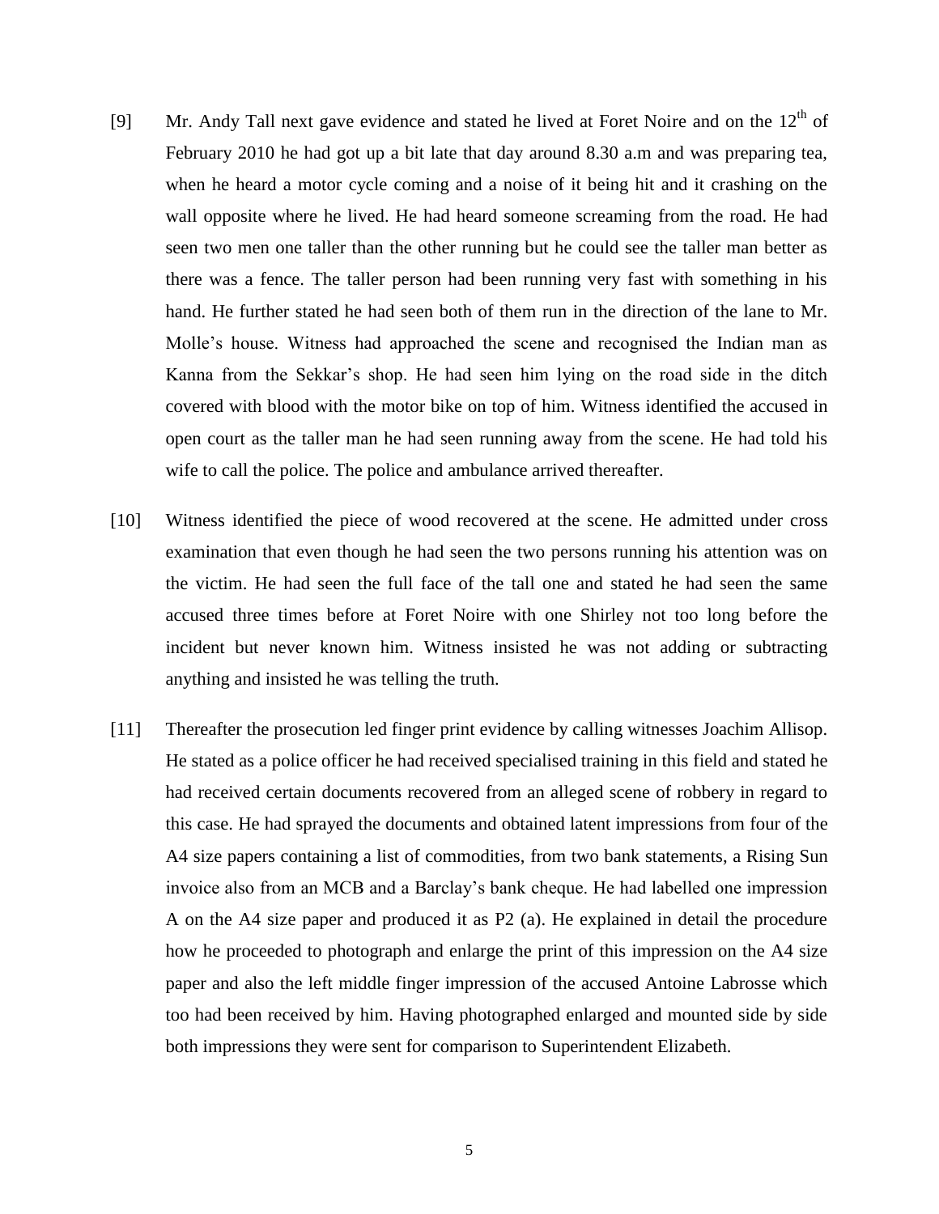[9] Mr. Andy Tall next gave evidence and stated he lived at Foret Noire and on the 12th of February 2010 he had got up a bit late that day around 8.30 a.m and was preparing tea, when he heard a motor cycle coming and a noise of it being hit and it crashing on the wall opposite where he lived. He had heard someone screaming from the road. He had seen two men one taller than the other running but he could see the taller man better as there was a fence. The taller person had been running very fast with something in his hand. He further stated he had seen both of them run in the direction of the lane to Mr. Molle's house. Witness had approached the scene and recognised the Indian man as Kanna from the Sekkar's shop. He had seen him lying on the road side in the ditch covered with blood with the motor bike on top of him. Witness identified the accused in open court as the taller man he had seen running away from the scene. He had told his wife to call the police. The police and ambulance arrived thereafter.

[10] Witness identified the piece of wood recovered at the scene. He admitted under cross examination that even though he had seen the two persons running his attention was on the victim. He had seen the full face of the tall one and stated he had seen the same accused three times before at Foret Noire with one Shirley not too long before the incident but never known him. Witness insisted he was not adding or subtracting anything and insisted he was telling the truth.

[11] Thereafter the prosecution led finger print evidence by calling witnesses Joachim Allisop. He stated as a police officer he had received specialised training in this field and stated he had received certain documents recovered from an alleged scene of robbery in regard to this case. He had sprayed the documents and obtained latent impressions from four of the A4 size papers containing a list of commodities, from two bank statements, a Rising Sun invoice also from an MCB and a Barclay's bank cheque. He had labelled one impression A on the A4 size paper and produced it as P2 (a). He explained in detail the procedure how he proceeded to photograph and enlarge the print of this impression on the A4 size paper and also the left middle finger impression of the accused Antoine Labrosse which too had been received by him. Having photographed enlarged and mounted side by side both impressions they were sent for comparison to Superintendent Elizabeth.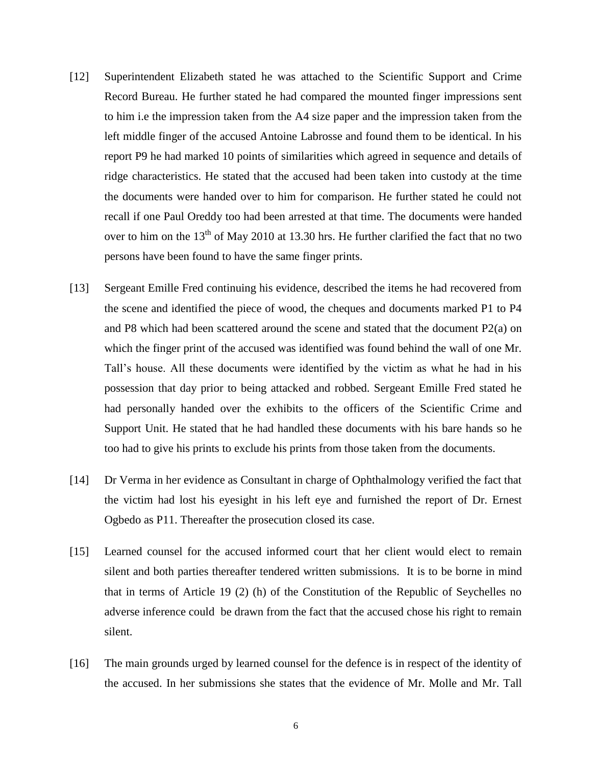[12] Superintendent Elizabeth stated he was attached to the Scientific Support and Crime Record Bureau. He further stated he had compared the mounted finger impressions sent to him i.e the impression taken from the A4 size paper and the impression taken from the left middle finger of the accused Antoine Labrosse and found them to be identical. In his report P9 he had marked 10 points of similarities which agreed in sequence and details of ridge characteristics. He stated that the accused had been taken into custody at the time the documents were handed over to him for comparison. He further stated he could not recall if one Paul Oreddy too had been arrested at that time. The documents were handed over to him on the 13th of May 2010 at 13.30 hrs. He further clarified the fact that no two persons have been found to have the same finger prints.

[13] Sergeant Emille Fred continuing his evidence, described the items he had recovered from the scene and identified the piece of wood, the cheques and documents marked P1 to P4 and P8 which had been scattered around the scene and stated that the document P2(a) on which the finger print of the accused was identified was found behind the wall of one Mr. Tall's house. All these documents were identified by the victim as what he had in his possession that day prior to being attacked and robbed. Sergeant Emille Fred stated he had personally handed over the exhibits to the officers of the Scientific Crime and Support Unit. He stated that he had handled these documents with his bare hands so he too had to give his prints to exclude his prints from those taken from the documents.

[14] Dr Verma in her evidence as Consultant in charge of Ophthalmology verified the fact that the victim had lost his eyesight in his left eye and furnished the report of Dr. Ernest Ogbedo as P11. Thereafter the prosecution closed its case.

[15] Learned counsel for the accused informed court that her client would elect to remain silent and both parties thereafter tendered written submissions. It is to be borne in mind that in terms of Article 19 (2) (h) of the Constitution of the Republic of Seychelles no adverse inference could be drawn from the fact that the accused chose his right to remain silent.

[16] The main grounds urged by learned counsel for the defence is in respect of the identity of the accused. In her submissions she states that the evidence of Mr. Molle and Mr. Tall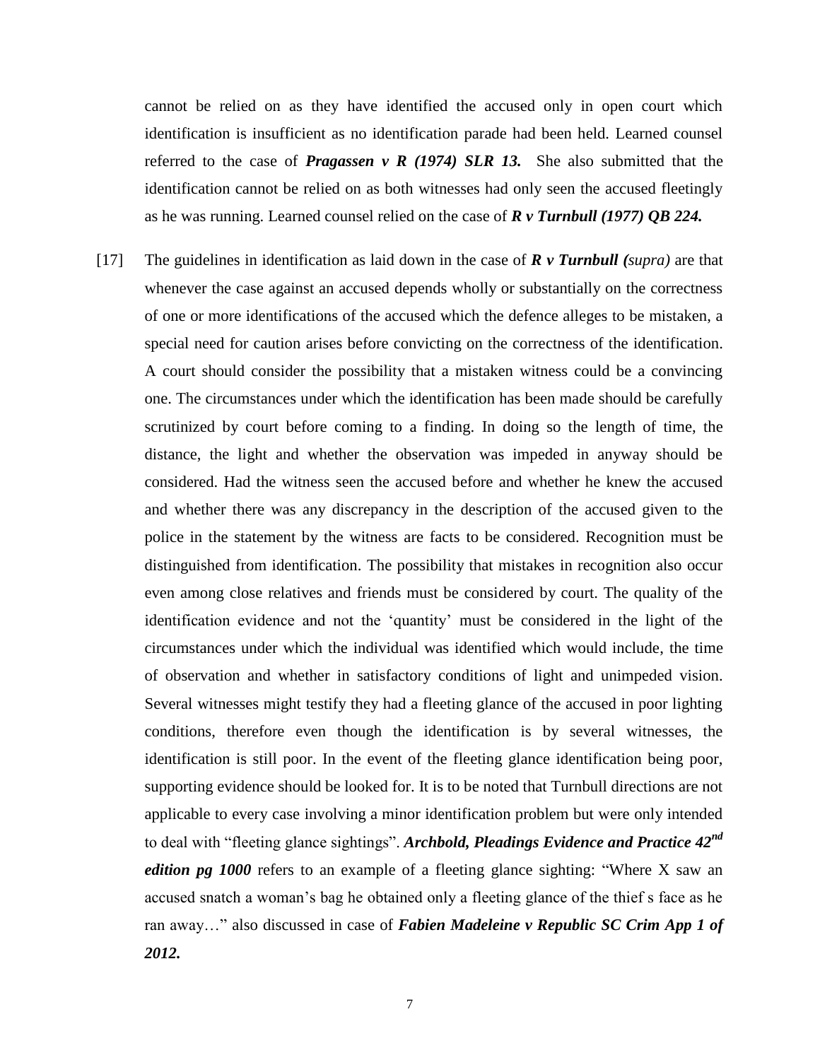cannot be relied on as they have identified the accused only in open court which identification is insufficient as no identification parade had been held. Learned counsel referred to the case of ***Pragassen v R (1974) SLR 13.*** She also submitted that the identification cannot be relied on as both witnesses had only seen the accused fleetingly as he was running. Learned counsel relied on the case of ***R v Turnbull (1977) QB 224.***

[17] The guidelines in identification as laid down in the case of ***R v Turnbull (****supra)* are that whenever the case against an accused depends wholly or substantially on the correctness of one or more identifications of the accused which the defence alleges to be mistaken, a special need for caution arises before convicting on the correctness of the identification. A court should consider the possibility that a mistaken witness could be a convincing one. The circumstances under which the identification has been made should be carefully scrutinized by court before coming to a finding. In doing so the length of time, the distance, the light and whether the observation was impeded in anyway should be considered. Had the witness seen the accused before and whether he knew the accused and whether there was any discrepancy in the description of the accused given to the police in the statement by the witness are facts to be considered. Recognition must be distinguished from identification. The possibility that mistakes in recognition also occur even among close relatives and friends must be considered by court. The quality of the identification evidence and not the 'quantity' must be considered in the light of the circumstances under which the individual was identified which would include, the time of observation and whether in satisfactory conditions of light and unimpeded vision. Several witnesses might testify they had a fleeting glance of the accused in poor lighting conditions, therefore even though the identification is by several witnesses, the identification is still poor. In the event of the fleeting glance identification being poor, supporting evidence should be looked for. It is to be noted that Turnbull directions are not applicable to every case involving a minor identification problem but were only intended to deal with "fleeting glance sightings". ***Archbold, Pleadings Evidence and Practice 42nd edition pg 1000*** refers to an example of a fleeting glance sighting: "Where X saw an accused snatch a woman's bag he obtained only a fleeting glance of the thief s face as he ran away…" also discussed in case of ***Fabien Madeleine v Republic SC Crim App 1 of 2012.***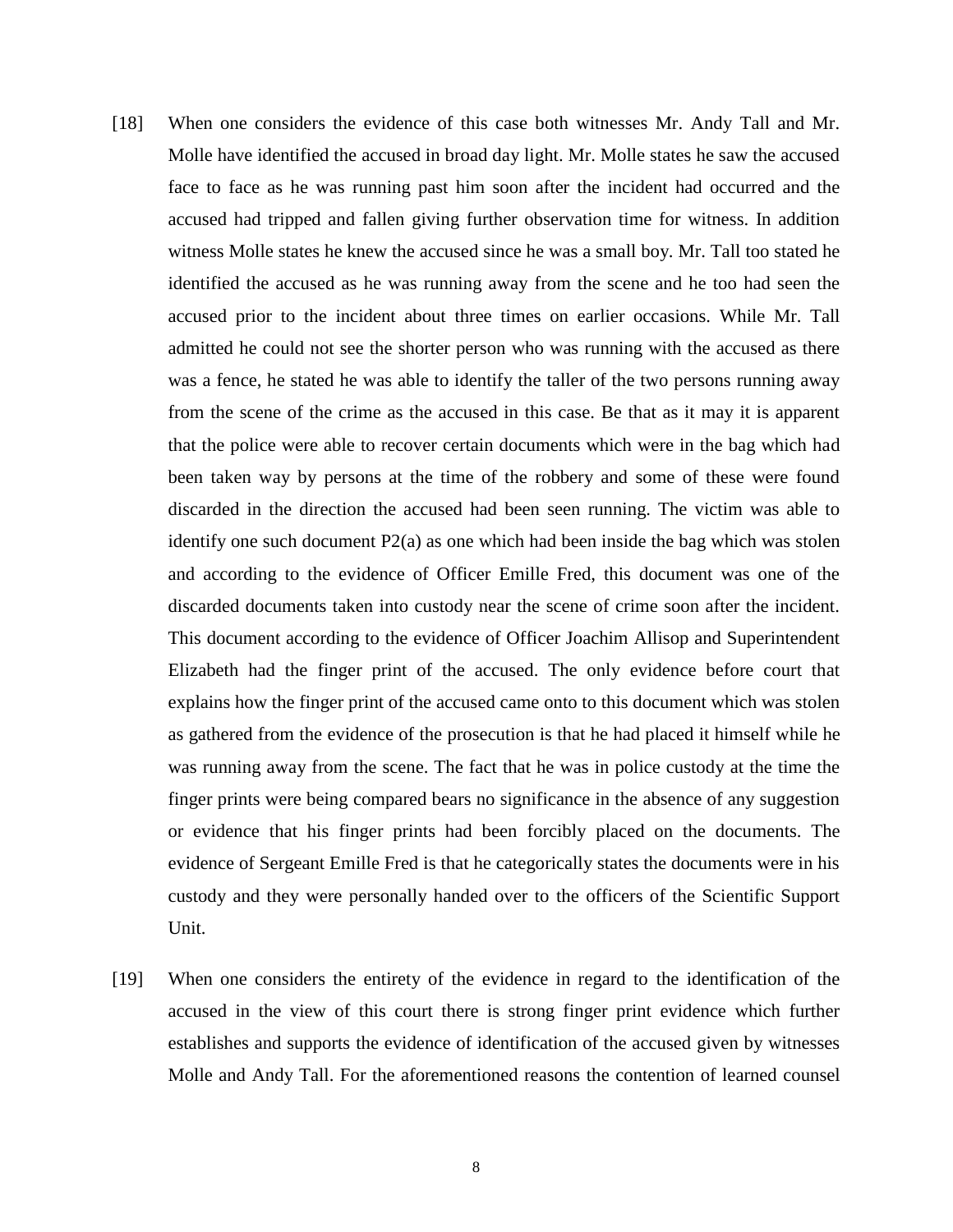[18] When one considers the evidence of this case both witnesses Mr. Andy Tall and Mr. Molle have identified the accused in broad day light. Mr. Molle states he saw the accused face to face as he was running past him soon after the incident had occurred and the accused had tripped and fallen giving further observation time for witness. In addition witness Molle states he knew the accused since he was a small boy. Mr. Tall too stated he identified the accused as he was running away from the scene and he too had seen the accused prior to the incident about three times on earlier occasions. While Mr. Tall admitted he could not see the shorter person who was running with the accused as there was a fence, he stated he was able to identify the taller of the two persons running away from the scene of the crime as the accused in this case. Be that as it may it is apparent that the police were able to recover certain documents which were in the bag which had been taken way by persons at the time of the robbery and some of these were found discarded in the direction the accused had been seen running. The victim was able to identify one such document P2(a) as one which had been inside the bag which was stolen and according to the evidence of Officer Emille Fred, this document was one of the discarded documents taken into custody near the scene of crime soon after the incident. This document according to the evidence of Officer Joachim Allisop and Superintendent Elizabeth had the finger print of the accused. The only evidence before court that explains how the finger print of the accused came onto to this document which was stolen as gathered from the evidence of the prosecution is that he had placed it himself while he was running away from the scene. The fact that he was in police custody at the time the finger prints were being compared bears no significance in the absence of any suggestion or evidence that his finger prints had been forcibly placed on the documents. The evidence of Sergeant Emille Fred is that he categorically states the documents were in his custody and they were personally handed over to the officers of the Scientific Support Unit.

[19] When one considers the entirety of the evidence in regard to the identification of the accused in the view of this court there is strong finger print evidence which further establishes and supports the evidence of identification of the accused given by witnesses Molle and Andy Tall. For the aforementioned reasons the contention of learned counsel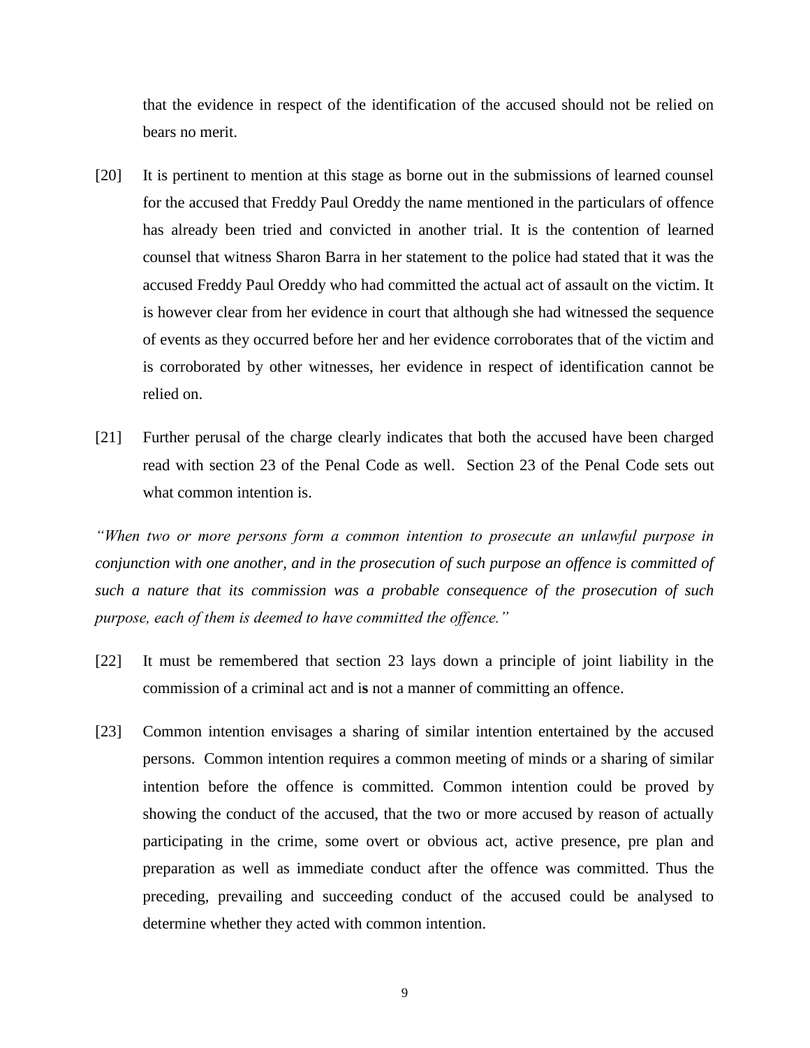that the evidence in respect of the identification of the accused should not be relied on bears no merit.

[20] It is pertinent to mention at this stage as borne out in the submissions of learned counsel for the accused that Freddy Paul Oreddy the name mentioned in the particulars of offence has already been tried and convicted in another trial. It is the contention of learned counsel that witness Sharon Barra in her statement to the police had stated that it was the accused Freddy Paul Oreddy who had committed the actual act of assault on the victim. It is however clear from her evidence in court that although she had witnessed the sequence of events as they occurred before her and her evidence corroborates that of the victim and is corroborated by other witnesses, her evidence in respect of identification cannot be relied on.

[21] Further perusal of the charge clearly indicates that both the accused have been charged read with section 23 of the Penal Code as well. Section 23 of the Penal Code sets out what common intention is.

*"When two or more persons form a common intention to prosecute an unlawful purpose in conjunction with one another, and in the prosecution of such purpose an offence is committed of such a nature that its commission was a probable consequence of the prosecution of such purpose, each of them is deemed to have committed the offence."*

[22] It must be remembered that section 23 lays down a principle of joint liability in the commission of a criminal act and i**s** not a manner of committing an offence.

[23] Common intention envisages a sharing of similar intention entertained by the accused persons. Common intention requires a common meeting of minds or a sharing of similar intention before the offence is committed. Common intention could be proved by showing the conduct of the accused, that the two or more accused by reason of actually participating in the crime, some overt or obvious act, active presence, pre plan and preparation as well as immediate conduct after the offence was committed. Thus the preceding, prevailing and succeeding conduct of the accused could be analysed to determine whether they acted with common intention.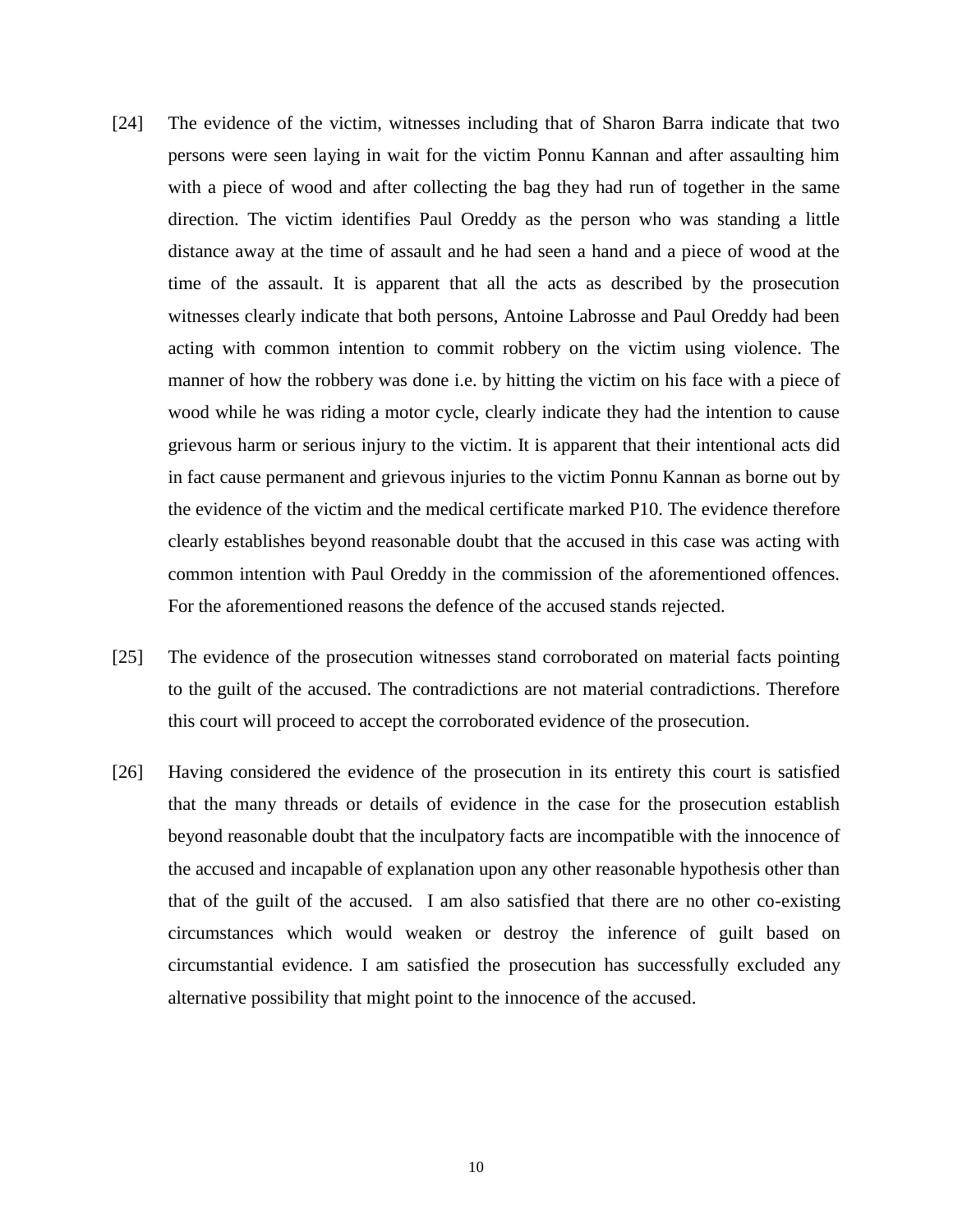[24] The evidence of the victim, witnesses including that of Sharon Barra indicate that two persons were seen laying in wait for the victim Ponnu Kannan and after assaulting him with a piece of wood and after collecting the bag they had run of together in the same direction. The victim identifies Paul Oreddy as the person who was standing a little distance away at the time of assault and he had seen a hand and a piece of wood at the time of the assault. It is apparent that all the acts as described by the prosecution witnesses clearly indicate that both persons, Antoine Labrosse and Paul Oreddy had been acting with common intention to commit robbery on the victim using violence. The manner of how the robbery was done i.e. by hitting the victim on his face with a piece of wood while he was riding a motor cycle, clearly indicate they had the intention to cause grievous harm or serious injury to the victim. It is apparent that their intentional acts did in fact cause permanent and grievous injuries to the victim Ponnu Kannan as borne out by the evidence of the victim and the medical certificate marked P10. The evidence therefore clearly establishes beyond reasonable doubt that the accused in this case was acting with common intention with Paul Oreddy in the commission of the aforementioned offences. For the aforementioned reasons the defence of the accused stands rejected.

[25] The evidence of the prosecution witnesses stand corroborated on material facts pointing to the guilt of the accused. The contradictions are not material contradictions. Therefore this court will proceed to accept the corroborated evidence of the prosecution.

[26] Having considered the evidence of the prosecution in its entirety this court is satisfied that the many threads or details of evidence in the case for the prosecution establish beyond reasonable doubt that the inculpatory facts are incompatible with the innocence of the accused and incapable of explanation upon any other reasonable hypothesis other than that of the guilt of the accused. I am also satisfied that there are no other co-existing circumstances which would weaken or destroy the inference of guilt based on circumstantial evidence. I am satisfied the prosecution has successfully excluded any alternative possibility that might point to the innocence of the accused.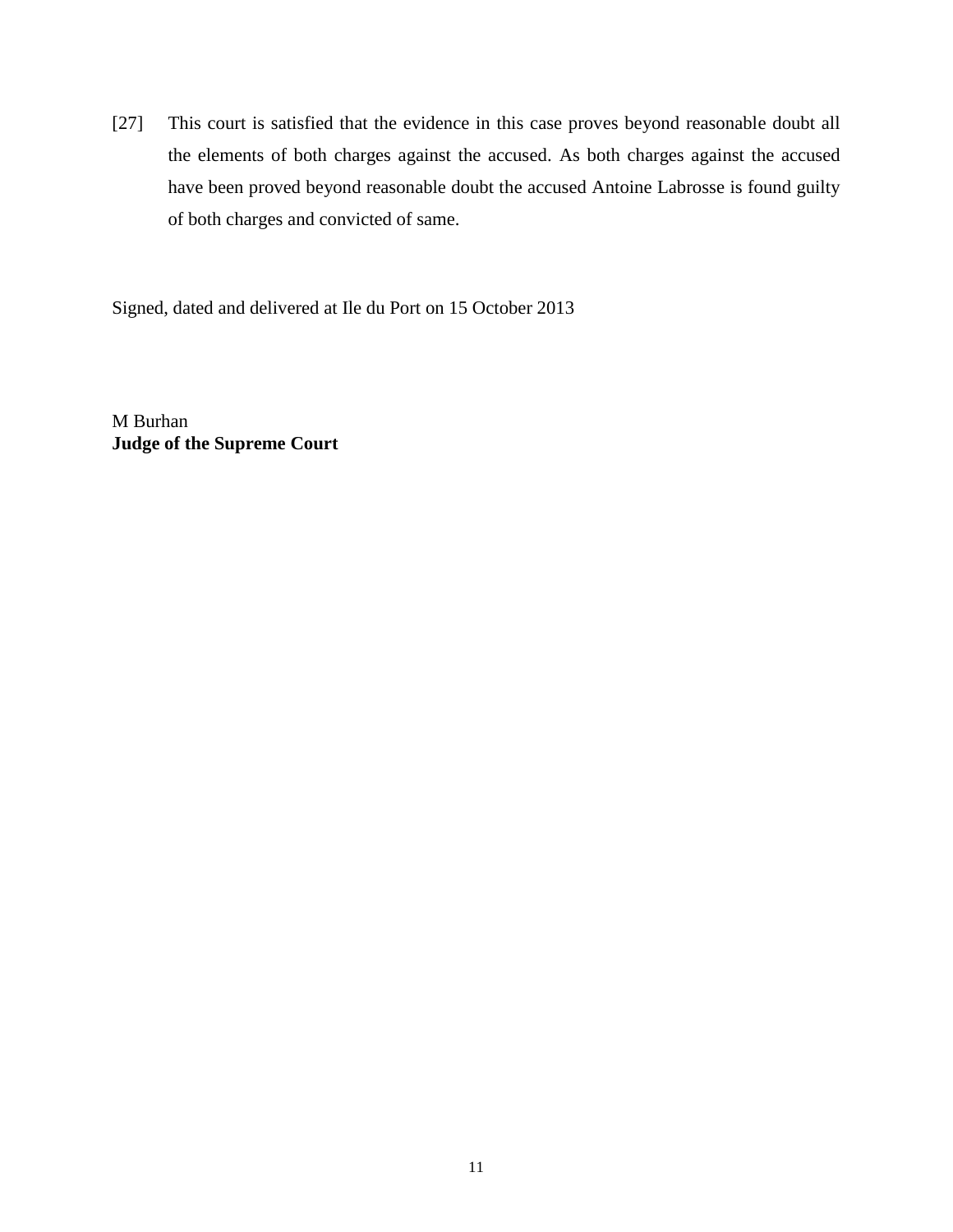[27] This court is satisfied that the evidence in this case proves beyond reasonable doubt all the elements of both charges against the accused. As both charges against the accused have been proved beyond reasonable doubt the accused Antoine Labrosse is found guilty of both charges and convicted of same.

Signed, dated and delivered at Ile du Port on 15 October 2013

M Burhan
**Judge of the Supreme Court**